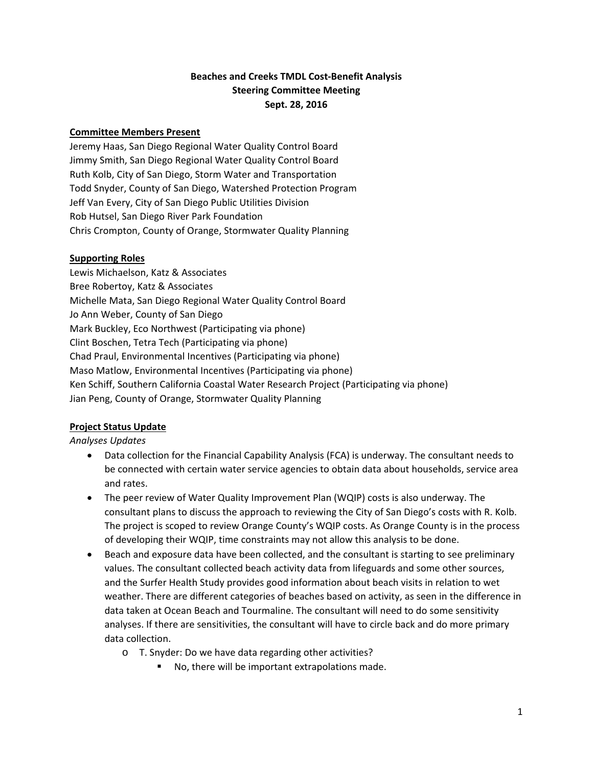**Beaches and Creeks TMDL Cost-Benefit Analysis**
**Steering Committee Meeting**
**Sept. 28, 2016**

**Committee Members Present**

Jeremy Haas, San Diego Regional Water Quality Control Board
Jimmy Smith, San Diego Regional Water Quality Control Board
Ruth Kolb, City of San Diego, Storm Water and Transportation
Todd Snyder, County of San Diego, Watershed Protection Program
Jeff Van Every, City of San Diego Public Utilities Division
Rob Hutsel, San Diego River Park Foundation
Chris Crompton, County of Orange, Stormwater Quality Planning

**Supporting Roles**

Lewis Michaelson, Katz & Associates
Bree Robertoy, Katz & Associates
Michelle Mata, San Diego Regional Water Quality Control Board
Jo Ann Weber, County of San Diego
Mark Buckley, Eco Northwest (Participating via phone)
Clint Boschen, Tetra Tech (Participating via phone)
Chad Praul, Environmental Incentives (Participating via phone)
Maso Matlow, Environmental Incentives (Participating via phone)
Ken Schiff, Southern California Coastal Water Research Project (Participating via phone)
Jian Peng, County of Orange, Stormwater Quality Planning

**Project Status Update**

*Analyses Updates*

- Data collection for the Financial Capability Analysis (FCA) is underway. The consultant needs to be connected with certain water service agencies to obtain data about households, service area and rates.
- The peer review of Water Quality Improvement Plan (WQIP) costs is also underway. The consultant plans to discuss the approach to reviewing the City of San Diego's costs with R. Kolb. The project is scoped to review Orange County's WQIP costs. As Orange County is in the process of developing their WQIP, time constraints may not allow this analysis to be done.
- Beach and exposure data have been collected, and the consultant is starting to see preliminary values. The consultant collected beach activity data from lifeguards and some other sources, and the Surfer Health Study provides good information about beach visits in relation to wet weather. There are different categories of beaches based on activity, as seen in the difference in data taken at Ocean Beach and Tourmaline. The consultant will need to do some sensitivity analyses. If there are sensitivities, the consultant will have to circle back and do more primary data collection.
    - T. Snyder: Do we have data regarding other activities?
        - No, there will be important extrapolations made.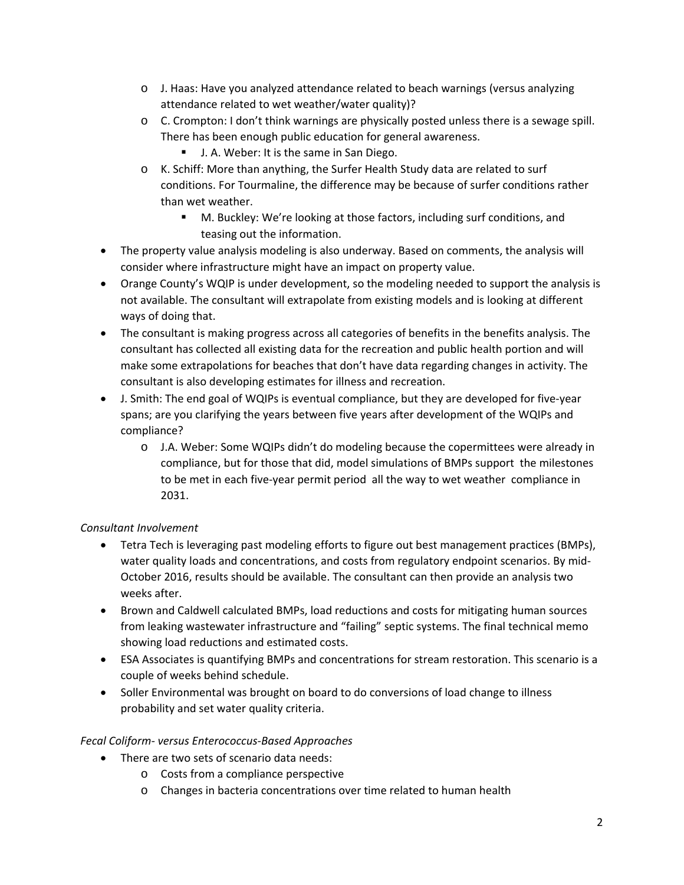- J. Haas: Have you analyzed attendance related to beach warnings (versus analyzing attendance related to wet weather/water quality)?
  - C. Crompton: I don't think warnings are physically posted unless there is a sewage spill. There has been enough public education for general awareness.
    - J. A. Weber: It is the same in San Diego.
  - K. Schiff: More than anything, the Surfer Health Study data are related to surf conditions. For Tourmaline, the difference may be because of surfer conditions rather than wet weather.
    - M. Buckley: We're looking at those factors, including surf conditions, and teasing out the information.
- The property value analysis modeling is also underway. Based on comments, the analysis will consider where infrastructure might have an impact on property value.
- Orange County's WQIP is under development, so the modeling needed to support the analysis is not available. The consultant will extrapolate from existing models and is looking at different ways of doing that.
- The consultant is making progress across all categories of benefits in the benefits analysis. The consultant has collected all existing data for the recreation and public health portion and will make some extrapolations for beaches that don't have data regarding changes in activity. The consultant is also developing estimates for illness and recreation.
- J. Smith: The end goal of WQIPs is eventual compliance, but they are developed for five-year spans; are you clarifying the years between five years after development of the WQIPs and compliance?
  - J.A. Weber: Some WQIPs didn't do modeling because the copermittees were already in compliance, but for those that did, model simulations of BMPs support the milestones to be met in each five-year permit period all the way to wet weather compliance in 2031.

*Consultant Involvement*

- Tetra Tech is leveraging past modeling efforts to figure out best management practices (BMPs), water quality loads and concentrations, and costs from regulatory endpoint scenarios. By mid-October 2016, results should be available. The consultant can then provide an analysis two weeks after.
- Brown and Caldwell calculated BMPs, load reductions and costs for mitigating human sources from leaking wastewater infrastructure and "failing" septic systems. The final technical memo showing load reductions and estimated costs.
- ESA Associates is quantifying BMPs and concentrations for stream restoration. This scenario is a couple of weeks behind schedule.
- Soller Environmental was brought on board to do conversions of load change to illness probability and set water quality criteria.

*Fecal Coliform- versus Enterococcus-Based Approaches*

- There are two sets of scenario data needs:
  - Costs from a compliance perspective
  - Changes in bacteria concentrations over time related to human health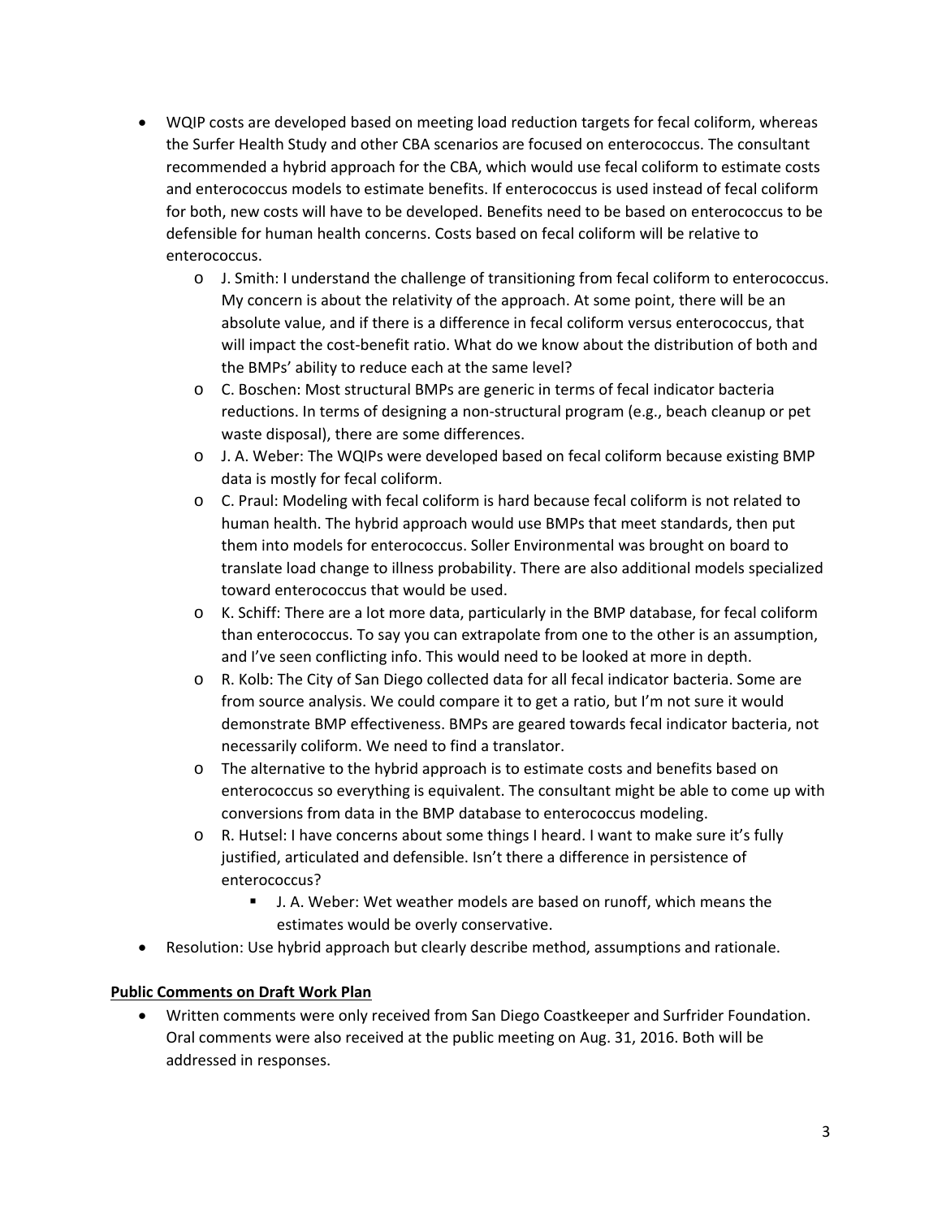- WQIP costs are developed based on meeting load reduction targets for fecal coliform, whereas the Surfer Health Study and other CBA scenarios are focused on enterococcus. The consultant recommended a hybrid approach for the CBA, which would use fecal coliform to estimate costs and enterococcus models to estimate benefits. If enterococcus is used instead of fecal coliform for both, new costs will have to be developed. Benefits need to be based on enterococcus to be defensible for human health concerns. Costs based on fecal coliform will be relative to enterococcus.
    - J. Smith: I understand the challenge of transitioning from fecal coliform to enterococcus. My concern is about the relativity of the approach. At some point, there will be an absolute value, and if there is a difference in fecal coliform versus enterococcus, that will impact the cost-benefit ratio. What do we know about the distribution of both and the BMPs' ability to reduce each at the same level?
    - C. Boschen: Most structural BMPs are generic in terms of fecal indicator bacteria reductions. In terms of designing a non-structural program (e.g., beach cleanup or pet waste disposal), there are some differences.
    - J. A. Weber: The WQIPs were developed based on fecal coliform because existing BMP data is mostly for fecal coliform.
    - C. Praul: Modeling with fecal coliform is hard because fecal coliform is not related to human health. The hybrid approach would use BMPs that meet standards, then put them into models for enterococcus. Soller Environmental was brought on board to translate load change to illness probability. There are also additional models specialized toward enterococcus that would be used.
    - K. Schiff: There are a lot more data, particularly in the BMP database, for fecal coliform than enterococcus. To say you can extrapolate from one to the other is an assumption, and I've seen conflicting info. This would need to be looked at more in depth.
    - R. Kolb: The City of San Diego collected data for all fecal indicator bacteria. Some are from source analysis. We could compare it to get a ratio, but I'm not sure it would demonstrate BMP effectiveness. BMPs are geared towards fecal indicator bacteria, not necessarily coliform. We need to find a translator.
    - The alternative to the hybrid approach is to estimate costs and benefits based on enterococcus so everything is equivalent. The consultant might be able to come up with conversions from data in the BMP database to enterococcus modeling.
    - R. Hutsel: I have concerns about some things I heard. I want to make sure it's fully justified, articulated and defensible. Isn't there a difference in persistence of enterococcus?
        - J. A. Weber: Wet weather models are based on runoff, which means the estimates would be overly conservative.
- Resolution: Use hybrid approach but clearly describe method, assumptions and rationale.

**Public Comments on Draft Work Plan**

- Written comments were only received from San Diego Coastkeeper and Surfrider Foundation. Oral comments were also received at the public meeting on Aug. 31, 2016. Both will be addressed in responses.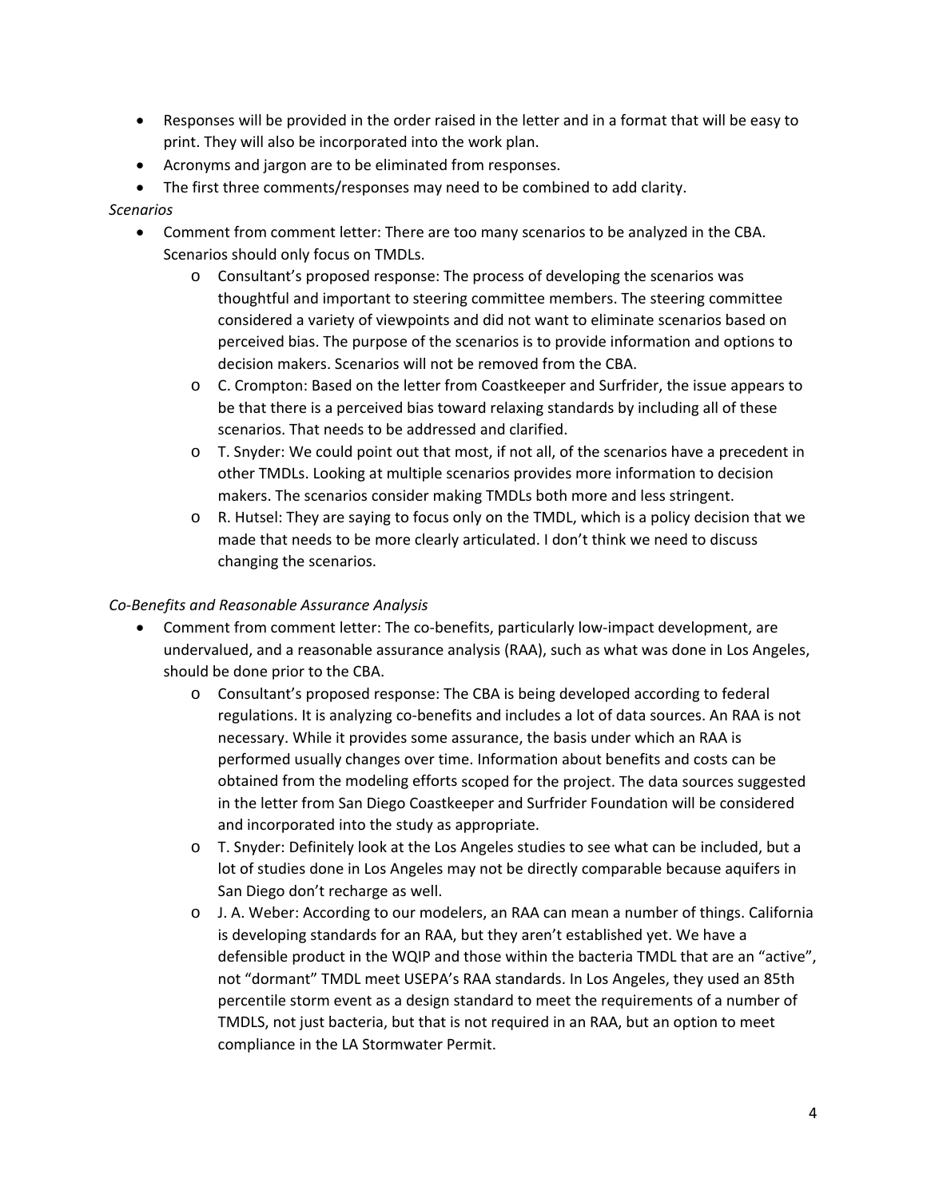- Responses will be provided in the order raised in the letter and in a format that will be easy to print. They will also be incorporated into the work plan.
- Acronyms and jargon are to be eliminated from responses.
- The first three comments/responses may need to be combined to add clarity.

*Scenarios*

- Comment from comment letter: There are too many scenarios to be analyzed in the CBA. Scenarios should only focus on TMDLs.
    - Consultant's proposed response: The process of developing the scenarios was thoughtful and important to steering committee members. The steering committee considered a variety of viewpoints and did not want to eliminate scenarios based on perceived bias. The purpose of the scenarios is to provide information and options to decision makers. Scenarios will not be removed from the CBA.
    - C. Crompton: Based on the letter from Coastkeeper and Surfrider, the issue appears to be that there is a perceived bias toward relaxing standards by including all of these scenarios. That needs to be addressed and clarified.
    - T. Snyder: We could point out that most, if not all, of the scenarios have a precedent in other TMDLs. Looking at multiple scenarios provides more information to decision makers. The scenarios consider making TMDLs both more and less stringent.
    - R. Hutsel: They are saying to focus only on the TMDL, which is a policy decision that we made that needs to be more clearly articulated. I don't think we need to discuss changing the scenarios.

*Co-Benefits and Reasonable Assurance Analysis*

- Comment from comment letter: The co-benefits, particularly low-impact development, are undervalued, and a reasonable assurance analysis (RAA), such as what was done in Los Angeles, should be done prior to the CBA.
    - Consultant's proposed response: The CBA is being developed according to federal regulations. It is analyzing co-benefits and includes a lot of data sources. An RAA is not necessary. While it provides some assurance, the basis under which an RAA is performed usually changes over time. Information about benefits and costs can be obtained from the modeling efforts scoped for the project. The data sources suggested in the letter from San Diego Coastkeeper and Surfrider Foundation will be considered and incorporated into the study as appropriate.
    - T. Snyder: Definitely look at the Los Angeles studies to see what can be included, but a lot of studies done in Los Angeles may not be directly comparable because aquifers in San Diego don't recharge as well.
    - J. A. Weber: According to our modelers, an RAA can mean a number of things. California is developing standards for an RAA, but they aren't established yet. We have a defensible product in the WQIP and those within the bacteria TMDL that are an "active", not "dormant" TMDL meet USEPA's RAA standards. In Los Angeles, they used an 85th percentile storm event as a design standard to meet the requirements of a number of TMDLS, not just bacteria, but that is not required in an RAA, but an option to meet compliance in the LA Stormwater Permit.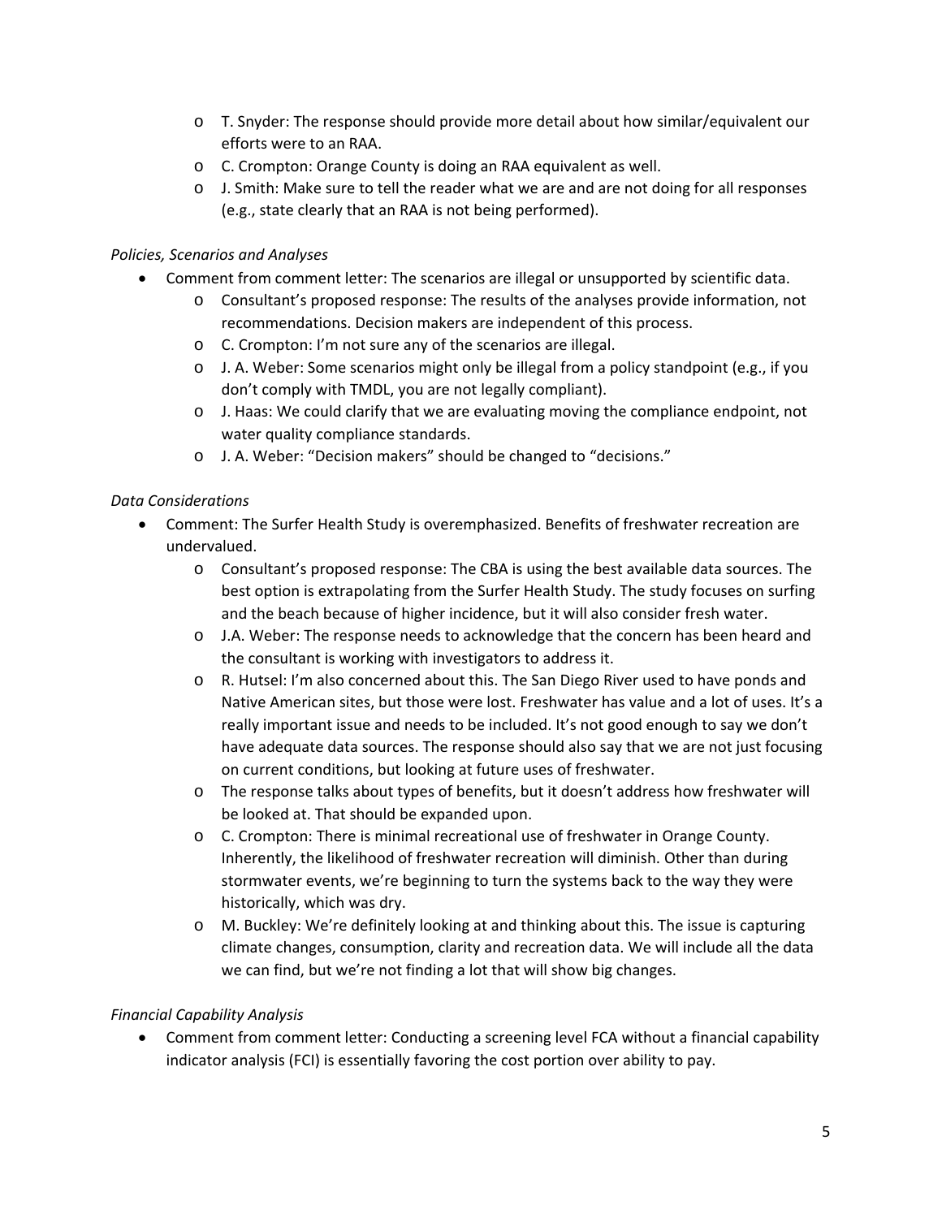- T. Snyder: The response should provide more detail about how similar/equivalent our efforts were to an RAA.
- C. Crompton: Orange County is doing an RAA equivalent as well.
- J. Smith: Make sure to tell the reader what we are and are not doing for all responses (e.g., state clearly that an RAA is not being performed).

*Policies, Scenarios and Analyses*

- Comment from comment letter: The scenarios are illegal or unsupported by scientific data.
  - Consultant's proposed response: The results of the analyses provide information, not recommendations. Decision makers are independent of this process.
  - C. Crompton: I'm not sure any of the scenarios are illegal.
  - J. A. Weber: Some scenarios might only be illegal from a policy standpoint (e.g., if you don't comply with TMDL, you are not legally compliant).
  - J. Haas: We could clarify that we are evaluating moving the compliance endpoint, not water quality compliance standards.
  - J. A. Weber: "Decision makers" should be changed to "decisions."

*Data Considerations*

- Comment: The Surfer Health Study is overemphasized. Benefits of freshwater recreation are undervalued.
  - Consultant's proposed response: The CBA is using the best available data sources. The best option is extrapolating from the Surfer Health Study. The study focuses on surfing and the beach because of higher incidence, but it will also consider fresh water.
  - J.A. Weber: The response needs to acknowledge that the concern has been heard and the consultant is working with investigators to address it.
  - R. Hutsel: I'm also concerned about this. The San Diego River used to have ponds and Native American sites, but those were lost. Freshwater has value and a lot of uses. It's a really important issue and needs to be included. It's not good enough to say we don't have adequate data sources. The response should also say that we are not just focusing on current conditions, but looking at future uses of freshwater.
  - The response talks about types of benefits, but it doesn't address how freshwater will be looked at. That should be expanded upon.
  - C. Crompton: There is minimal recreational use of freshwater in Orange County. Inherently, the likelihood of freshwater recreation will diminish. Other than during stormwater events, we're beginning to turn the systems back to the way they were historically, which was dry.
  - M. Buckley: We're definitely looking at and thinking about this. The issue is capturing climate changes, consumption, clarity and recreation data. We will include all the data we can find, but we're not finding a lot that will show big changes.

*Financial Capability Analysis*

- Comment from comment letter: Conducting a screening level FCA without a financial capability indicator analysis (FCI) is essentially favoring the cost portion over ability to pay.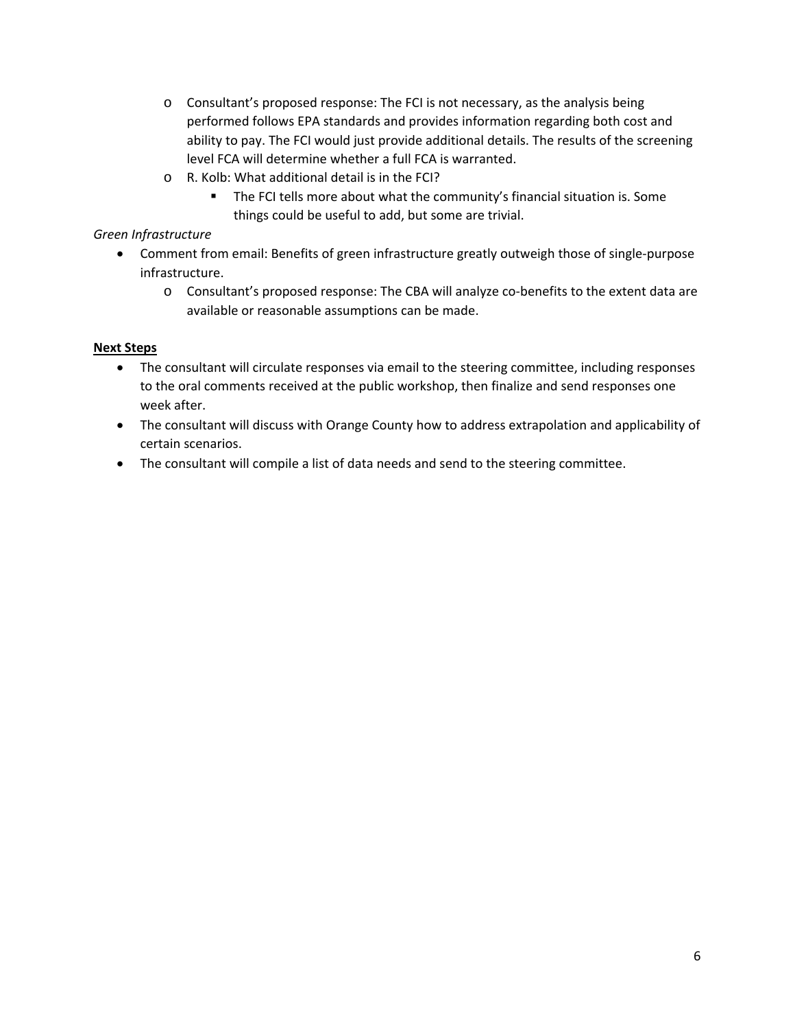- Consultant's proposed response: The FCI is not necessary, as the analysis being performed follows EPA standards and provides information regarding both cost and ability to pay. The FCI would just provide additional details. The results of the screening level FCA will determine whether a full FCA is warranted.
  - R. Kolb: What additional detail is in the FCI?
    - The FCI tells more about what the community's financial situation is. Some things could be useful to add, but some are trivial.

*Green Infrastructure*

- Comment from email: Benefits of green infrastructure greatly outweigh those of single-purpose infrastructure.
  - Consultant's proposed response: The CBA will analyze co-benefits to the extent data are available or reasonable assumptions can be made.

**<u>Next Steps</u>**

- The consultant will circulate responses via email to the steering committee, including responses to the oral comments received at the public workshop, then finalize and send responses one week after.
- The consultant will discuss with Orange County how to address extrapolation and applicability of certain scenarios.
- The consultant will compile a list of data needs and send to the steering committee.